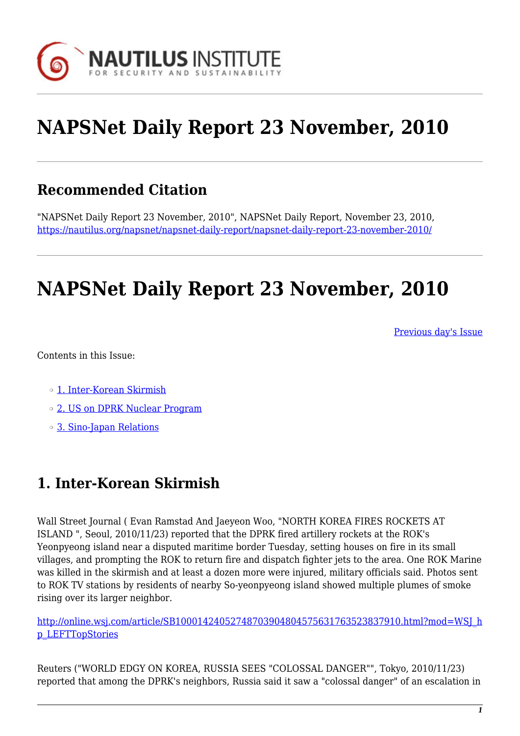# NAPSNet Daily Report 23 November, 2010

## Recommended Citation

"NAPSNet Daily Report 23 November, 2010", NAPSNet Daily Report, November 23, 2010, https://nautilus.org/napsnet/napsnet-daily-report/napsnet-daily-report-23-november-2010/

# NAPSNet Daily Report 23 November, 2010

Previous day's Issue

Contents in this Issue:

- 1. Inter-Korean Skirmish
- 2. US on DPRK Nuclear Program
- 3. Sino-Japan Relations

## 1. Inter-Korean Skirmish

Wall Street Journal ( Evan Ramstad And Jaeyeon Woo, "NORTH KOREA FIRES ROCKETS AT ISLAND ", Seoul, 2010/11/23) reported that the DPRK fired artillery rockets at the ROK's Yeonpyeong island near a disputed maritime border Tuesday, setting houses on fire in its small villages, and prompting the ROK to return fire and dispatch fighter jets to the area. One ROK Marine was killed in the skirmish and at least a dozen more were injured, military officials said. Photos sent to ROK TV stations by residents of nearby So-yeonpyeong island showed multiple plumes of smoke rising over its larger neighbor.

http://online.wsj.com/article/SB10001424052748703904804575631763523837910.html?mod=WSJ_hp_LEFTTopStories

Reuters ("WORLD EDGY ON KOREA, RUSSIA SEES "COLOSSAL DANGER"", Tokyo, 2010/11/23) reported that among the DPRK's neighbors, Russia said it saw a "colossal danger" of an escalation in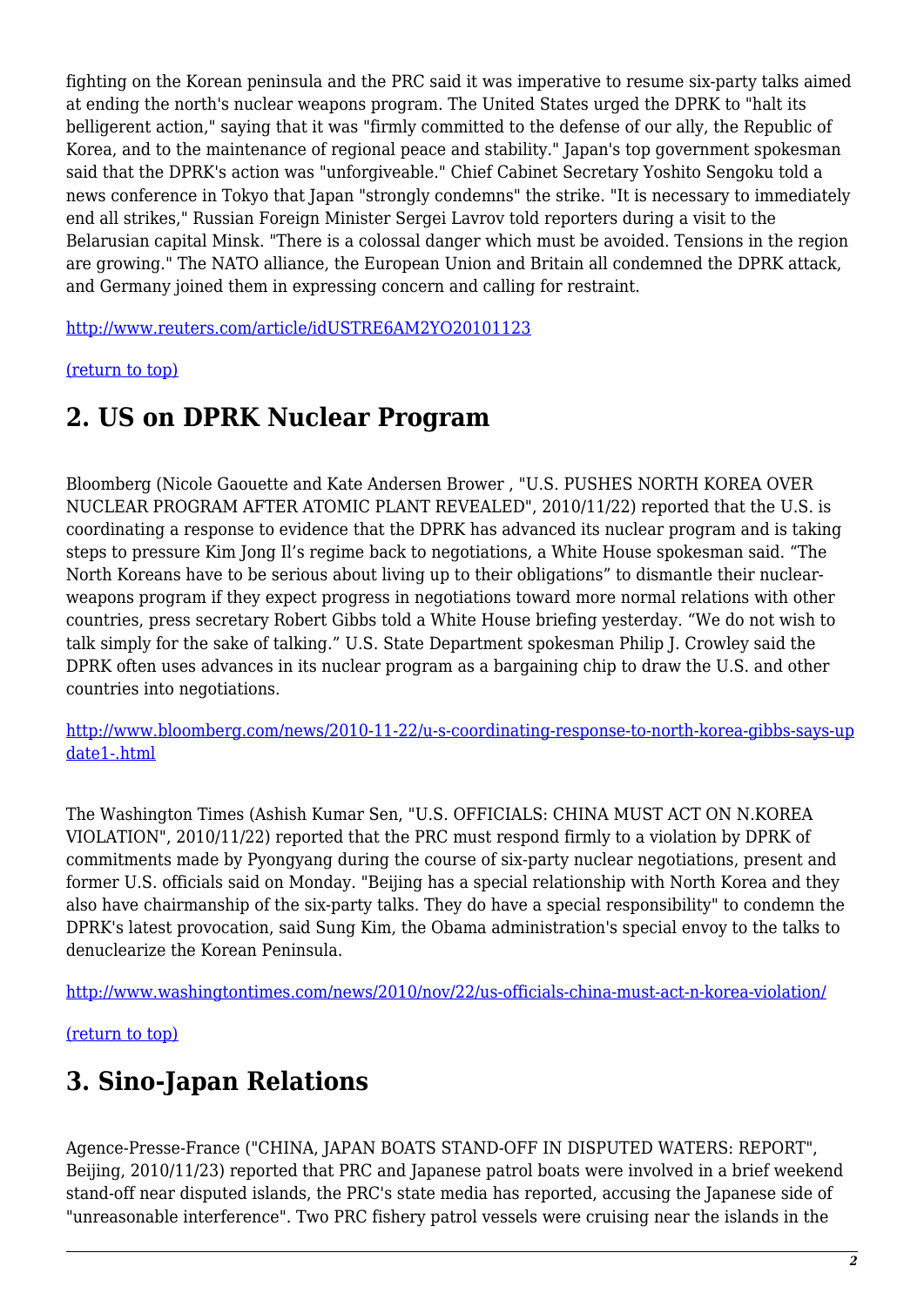fighting on the Korean peninsula and the PRC said it was imperative to resume six-party talks aimed at ending the north's nuclear weapons program. The United States urged the DPRK to "halt its belligerent action," saying that it was "firmly committed to the defense of our ally, the Republic of Korea, and to the maintenance of regional peace and stability." Japan's top government spokesman said that the DPRK's action was "unforgiveable." Chief Cabinet Secretary Yoshito Sengoku told a news conference in Tokyo that Japan "strongly condemns" the strike. "It is necessary to immediately end all strikes," Russian Foreign Minister Sergei Lavrov told reporters during a visit to the Belarusian capital Minsk. "There is a colossal danger which must be avoided. Tensions in the region are growing." The NATO alliance, the European Union and Britain all condemned the DPRK attack, and Germany joined them in expressing concern and calling for restraint.

http://www.reuters.com/article/idUSTRE6AM2YO20101123

(return to top)

## 2. US on DPRK Nuclear Program

Bloomberg (Nicole Gaouette and Kate Andersen Brower , "U.S. PUSHES NORTH KOREA OVER NUCLEAR PROGRAM AFTER ATOMIC PLANT REVEALED", 2010/11/22) reported that the U.S. is coordinating a response to evidence that the DPRK has advanced its nuclear program and is taking steps to pressure Kim Jong Il's regime back to negotiations, a White House spokesman said. "The North Koreans have to be serious about living up to their obligations" to dismantle their nuclear-weapons program if they expect progress in negotiations toward more normal relations with other countries, press secretary Robert Gibbs told a White House briefing yesterday. "We do not wish to talk simply for the sake of talking." U.S. State Department spokesman Philip J. Crowley said the DPRK often uses advances in its nuclear program as a bargaining chip to draw the U.S. and other countries into negotiations.

http://www.bloomberg.com/news/2010-11-22/u-s-coordinating-response-to-north-korea-gibbs-says-update1-.html

The Washington Times (Ashish Kumar Sen, "U.S. OFFICIALS: CHINA MUST ACT ON N.KOREA VIOLATION", 2010/11/22) reported that the PRC must respond firmly to a violation by DPRK of commitments made by Pyongyang during the course of six-party nuclear negotiations, present and former U.S. officials said on Monday. "Beijing has a special relationship with North Korea and they also have chairmanship of the six-party talks. They do have a special responsibility" to condemn the DPRK's latest provocation, said Sung Kim, the Obama administration's special envoy to the talks to denuclearize the Korean Peninsula.

http://www.washingtontimes.com/news/2010/nov/22/us-officials-china-must-act-n-korea-violation/

(return to top)

## 3. Sino-Japan Relations

Agence-Presse-France ("CHINA, JAPAN BOATS STAND-OFF IN DISPUTED WATERS: REPORT", Beijing, 2010/11/23) reported that PRC and Japanese patrol boats were involved in a brief weekend stand-off near disputed islands, the PRC's state media has reported, accusing the Japanese side of "unreasonable interference". Two PRC fishery patrol vessels were cruising near the islands in the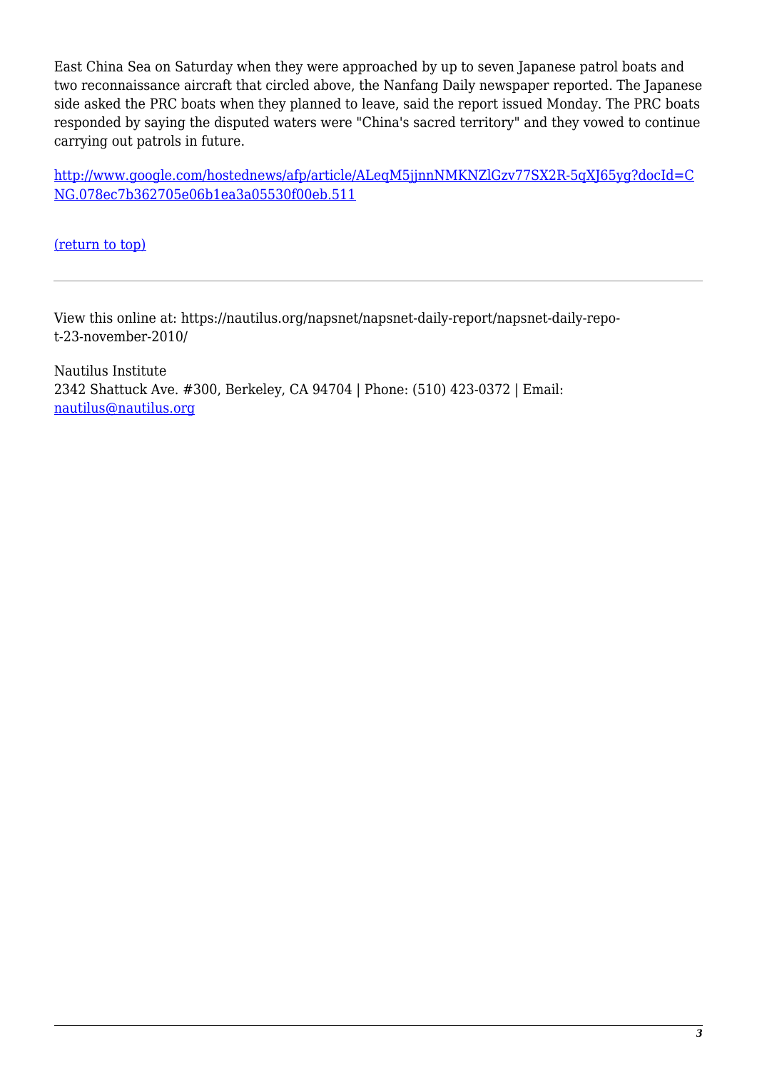East China Sea on Saturday when they were approached by up to seven Japanese patrol boats and two reconnaissance aircraft that circled above, the Nanfang Daily newspaper reported. The Japanese side asked the PRC boats when they planned to leave, said the report issued Monday. The PRC boats responded by saying the disputed waters were "China's sacred territory" and they vowed to continue carrying out patrols in future.

[http://www.google.com/hostednews/afp/article/ALeqM5jjnnNMKNZlGzv77SX2R-5qXJ65yg?docId=CNG.078ec7b362705e06b1ea3a05530f00eb.511](http://www.google.com/hostednews/afp/article/ALeqM5jjnnNMKNZlGzv77SX2R-5qXJ65yg?docId=CNG.078ec7b362705e06b1ea3a05530f00eb.511)

(return to top)

---

View this online at: https://nautilus.org/napsnet/napsnet-daily-report/napsnet-daily-report-23-november-2010/

Nautilus Institute
2342 Shattuck Ave. #300, Berkeley, CA 94704 | Phone: (510) 423-0372 | Email: nautilus@nautilus.org